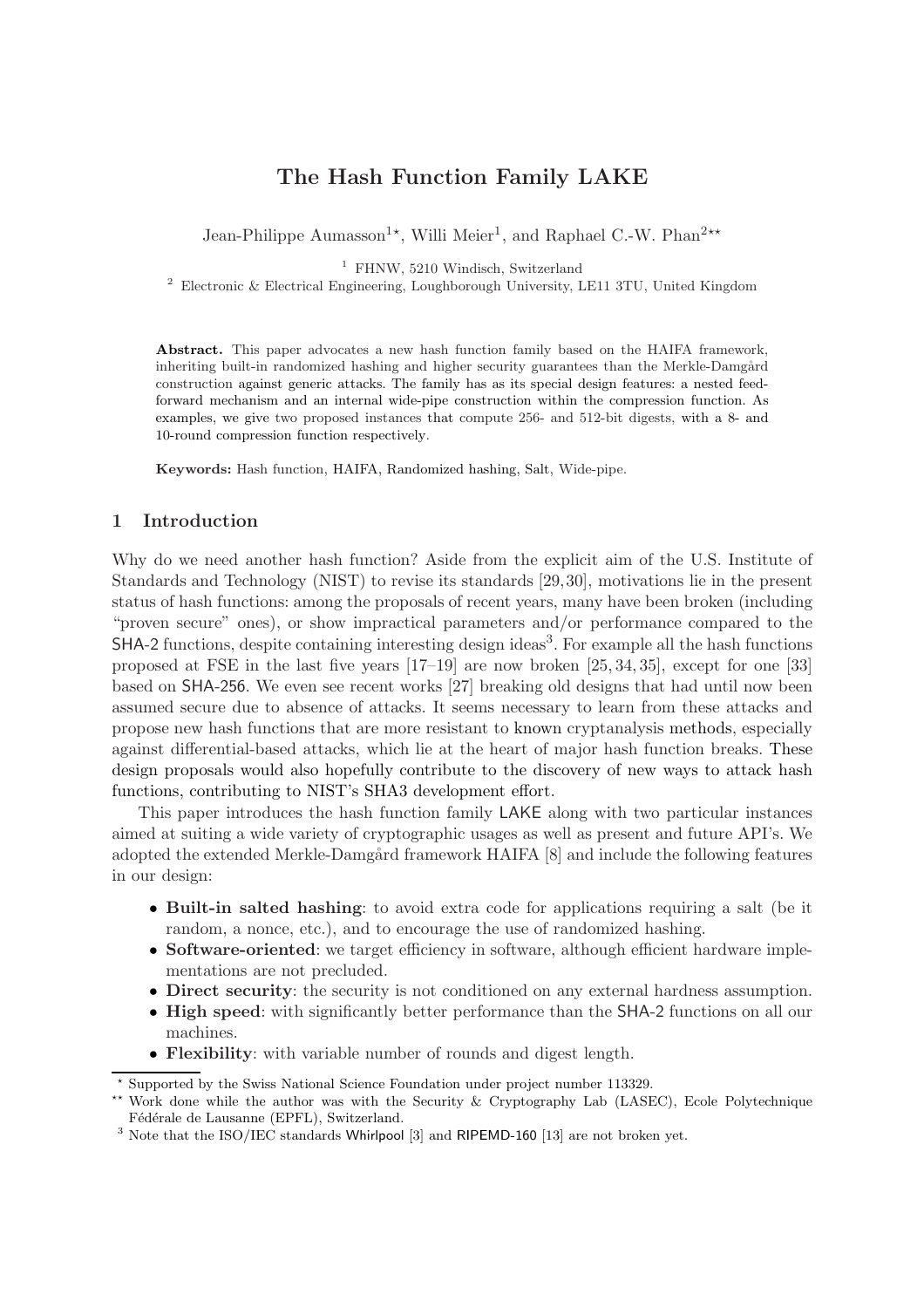# The Hash Function Family LAKE

Jean-Philippe Aumasson[1*], Willi Meier[1], and Raphael C.-W. Phan[2**]

[1] FHNW, 5210 Windisch, Switzerland

[2] Electronic & Electrical Engineering, Loughborough University, LE11 3TU, United Kingdom

**Abstract.** This paper advocates a new hash function family based on the HAIFA framework, inheriting built-in randomized hashing and higher security guarantees than the Merkle-Damgård construction against generic attacks. The family has as its special design features: a nested feed-forward mechanism and an internal wide-pipe construction within the compression function. As examples, we give two proposed instances that compute 256- and 512-bit digests, with a 8- and 10-round compression function respectively.

**Keywords:** Hash function, HAIFA, Randomized hashing, Salt, Wide-pipe.

## 1 Introduction

Why do we need another hash function? Aside from the explicit aim of the U.S. Institute of Standards and Technology (NIST) to revise its standards [29,30], motivations lie in the present status of hash functions: among the proposals of recent years, many have been broken (including "proven secure" ones), or show impractical parameters and/or performance compared to the SHA-2 functions, despite containing interesting design ideas[3]. For example all the hash functions proposed at FSE in the last five years [17–19] are now broken [25,34,35], except for one [33] based on SHA-256. We even see recent works [27] breaking old designs that had until now been assumed secure due to absence of attacks. It seems necessary to learn from these attacks and propose new hash functions that are more resistant to known cryptanalysis methods, especially against differential-based attacks, which lie at the heart of major hash function breaks. These design proposals would also hopefully contribute to the discovery of new ways to attack hash functions, contributing to NIST's SHA3 development effort.

This paper introduces the hash function family LAKE along with two particular instances aimed at suiting a wide variety of cryptographic usages as well as present and future API's. We adopted the extended Merkle-Damgård framework HAIFA [8] and include the following features in our design:

- **Built-in salted hashing**: to avoid extra code for applications requiring a salt (be it random, a nonce, etc.), and to encourage the use of randomized hashing.
- **Software-oriented**: we target efficiency in software, although efficient hardware implementations are not precluded.
- **Direct security**: the security is not conditioned on any external hardness assumption.
- **High speed**: with significantly better performance than the SHA-2 functions on all our machines.
- **Flexibility**: with variable number of rounds and digest length.

[*] Supported by the Swiss National Science Foundation under project number 113329.

[**] Work done while the author was with the Security & Cryptography Lab (LASEC), Ecole Polytechnique Fédérale de Lausanne (EPFL), Switzerland.

[3] Note that the ISO/IEC standards Whirlpool [3] and RIPEMD-160 [13] are not broken yet.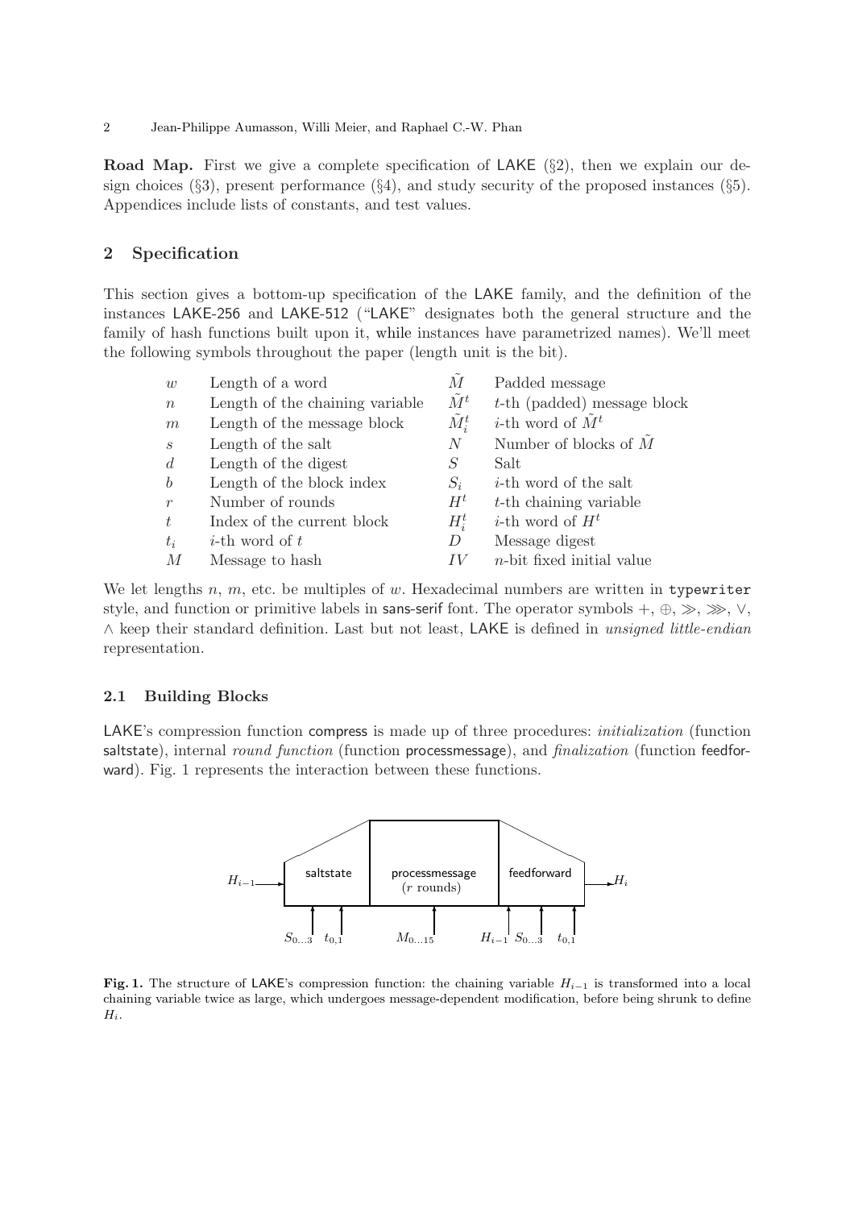**Road Map.** First we give a complete specification of LAKE (§2), then we explain our design choices (§3), present performance (§4), and study security of the proposed instances (§5). Appendices include lists of constants, and test values.

## 2 Specification

This section gives a bottom-up specification of the LAKE family, and the definition of the instances LAKE-256 and LAKE-512 ("LAKE" designates both the general structure and the family of hash functions built upon it, while instances have parametrized names). We'll meet the following symbols throughout the paper (length unit is the bit).

| | | | |
|---|---|---|---|
| $w$ | Length of a word | $\tilde{M}$ | Padded message |
| $n$ | Length of the chaining variable | $\tilde{M}^t$ | $t$-th (padded) message block |
| $m$ | Length of the message block | $\tilde{M}^t_i$ | $i$-th word of $\tilde{M}^t$ |
| $s$ | Length of the salt | $N$ | Number of blocks of $\tilde{M}$ |
| $d$ | Length of the digest | $S$ | Salt |
| $b$ | Length of the block index | $S_i$ | $i$-th word of the salt |
| $r$ | Number of rounds | $H^t$ | $t$-th chaining variable |
| $t$ | Index of the current block | $H^t_i$ | $i$-th word of $H^t$ |
| $t_i$ | $i$-th word of $t$ | $D$ | Message digest |
| $M$ | Message to hash | $IV$ | $n$-bit fixed initial value |

We let lengths $n$, $m$, etc. be multiples of $w$. Hexadecimal numbers are written in `typewriter` style, and function or primitive labels in sans-serif font. The operator symbols $+$, $\oplus$, $\gg$, $\ggg$, $\vee$, $\wedge$ keep their standard definition. Last but not least, LAKE is defined in *unsigned little-endian* representation.

### 2.1 Building Blocks

LAKE's compression function compress is made up of three procedures: *initialization* (function saltstate), internal *round function* (function processmessage), and *finalization* (function feedforward). Fig. 1 represents the interaction between these functions.

**Fig. 1.** The structure of LAKE's compression function: the chaining variable $H_{i-1}$ is transformed into a local chaining variable twice as large, which undergoes message-dependent modification, before being shrunk to define $H_i$.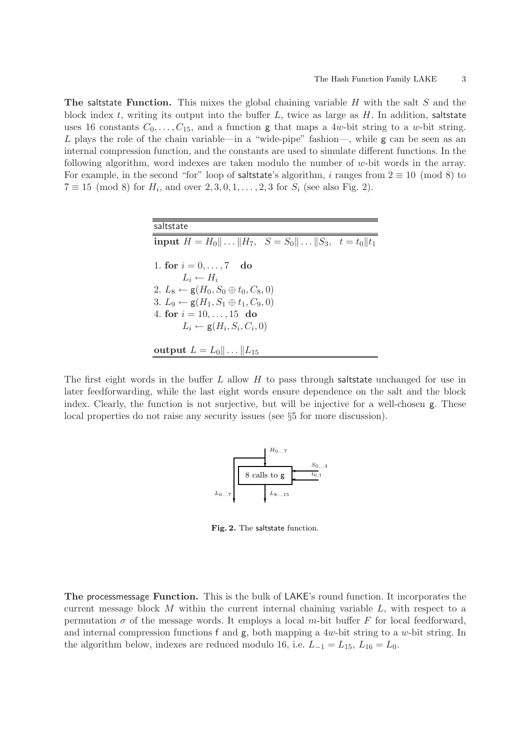**The saltstate Function.** This mixes the global chaining variable $H$ with the salt $S$ and the block index $t$, writing its output into the buffer $L$, twice as large as $H$. In addition, saltstate uses 16 constants $C_0, \ldots, C_{15}$, and a function g that maps a $4w$-bit string to a $w$-bit string. $L$ plays the role of the chain variable—in a "wide-pipe" fashion—, while g can be seen as an internal compression function, and the constants are used to simulate different functions. In the following algorithm, word indexes are taken modulo the number of $w$-bit words in the array. For example, in the second "for" loop of saltstate's algorithm, $i$ ranges from $2 \equiv 10 \pmod 8$ to $7 \equiv 15 \pmod 8$ for $H_i$, and over $2, 3, 0, 1, \ldots, 2, 3$ for $S_i$ (see also Fig. 2).

```
saltstate
input H = H_0 || ... || H_7,   S = S_0 || ... || S_3,   t = t_0 || t_1

1. for i = 0, ..., 7   do
       L_i ← H_i
2. L_8 ← g(H_0, S_0 ⊕ t_0, C_8, 0)
3. L_9 ← g(H_1, S_1 ⊕ t_1, C_9, 0)
4. for i = 10, ..., 15  do
       L_i ← g(H_i, S_i, C_i, 0)

output L = L_0 || ... || L_15
```

The first eight words in the buffer $L$ allow $H$ to pass through saltstate unchanged for use in later feedforwarding, while the last eight words ensure dependence on the salt and the block index. Clearly, the function is not surjective, but will be injective for a well-chosen g. These local properties do not raise any security issues (see §5 for more discussion).

**Fig. 2.** The saltstate function.

**The processmessage Function.** This is the bulk of LAKE's round function. It incorporates the current message block $M$ within the current internal chaining variable $L$, with respect to a permutation $\sigma$ of the message words. It employs a local $m$-bit buffer $F$ for local feedforward, and internal compression functions f and g, both mapping a $4w$-bit string to a $w$-bit string. In the algorithm below, indexes are reduced modulo 16, i.e. $L_{-1} = L_{15}$, $L_{16} = L_0$.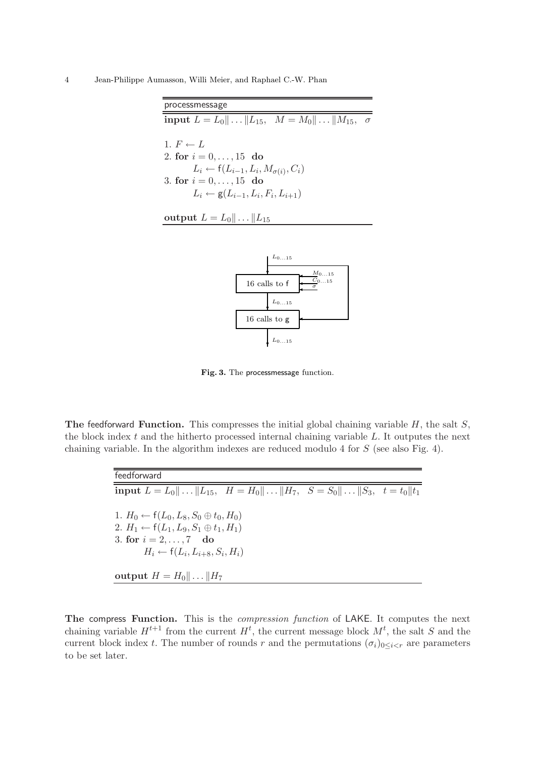**processmessage**

**input** $L = L_0 \| \dots \| L_{15}, \quad M = M_0 \| \dots \| M_{15}, \quad \sigma$

1. $F \leftarrow L$
2. **for** $i = 0, \dots, 15$ **do**
   $L_i \leftarrow \mathsf{f}(L_{i-1}, L_i, M_{\sigma(i)}, C_i)$
3. **for** $i = 0, \dots, 15$ **do**
   $L_i \leftarrow \mathsf{g}(L_{i-1}, L_i, F_i, L_{i+1})$

**output** $L = L_0 \| \dots \| L_{15}$

**Fig. 3.** The processmessage function.

**The feedforward Function.** This compresses the initial global chaining variable $H$, the salt $S$, the block index $t$ and the hitherto processed internal chaining variable $L$. It outputes the next chaining variable. In the algorithm indexes are reduced modulo 4 for $S$ (see also Fig. 4).

**feedforward**

**input** $L = L_0 \| \dots \| L_{15}, \quad H = H_0 \| \dots \| H_7, \quad S = S_0 \| \dots \| S_3, \quad t = t_0 \| t_1$

1. $H_0 \leftarrow \mathsf{f}(L_0, L_8, S_0 \oplus t_0, H_0)$
2. $H_1 \leftarrow \mathsf{f}(L_1, L_9, S_1 \oplus t_1, H_1)$
3. **for** $i = 2, \dots, 7$ **do**
   $H_i \leftarrow \mathsf{f}(L_i, L_{i+8}, S_i, H_i)$

**output** $H = H_0 \| \dots \| H_7$

**The compress Function.** This is the *compression function* of LAKE. It computes the next chaining variable $H^{t+1}$ from the current $H^t$, the current message block $M^t$, the salt $S$ and the current block index $t$. The number of rounds $r$ and the permutations $(\sigma_i)_{0 \le i < r}$ are parameters to be set later.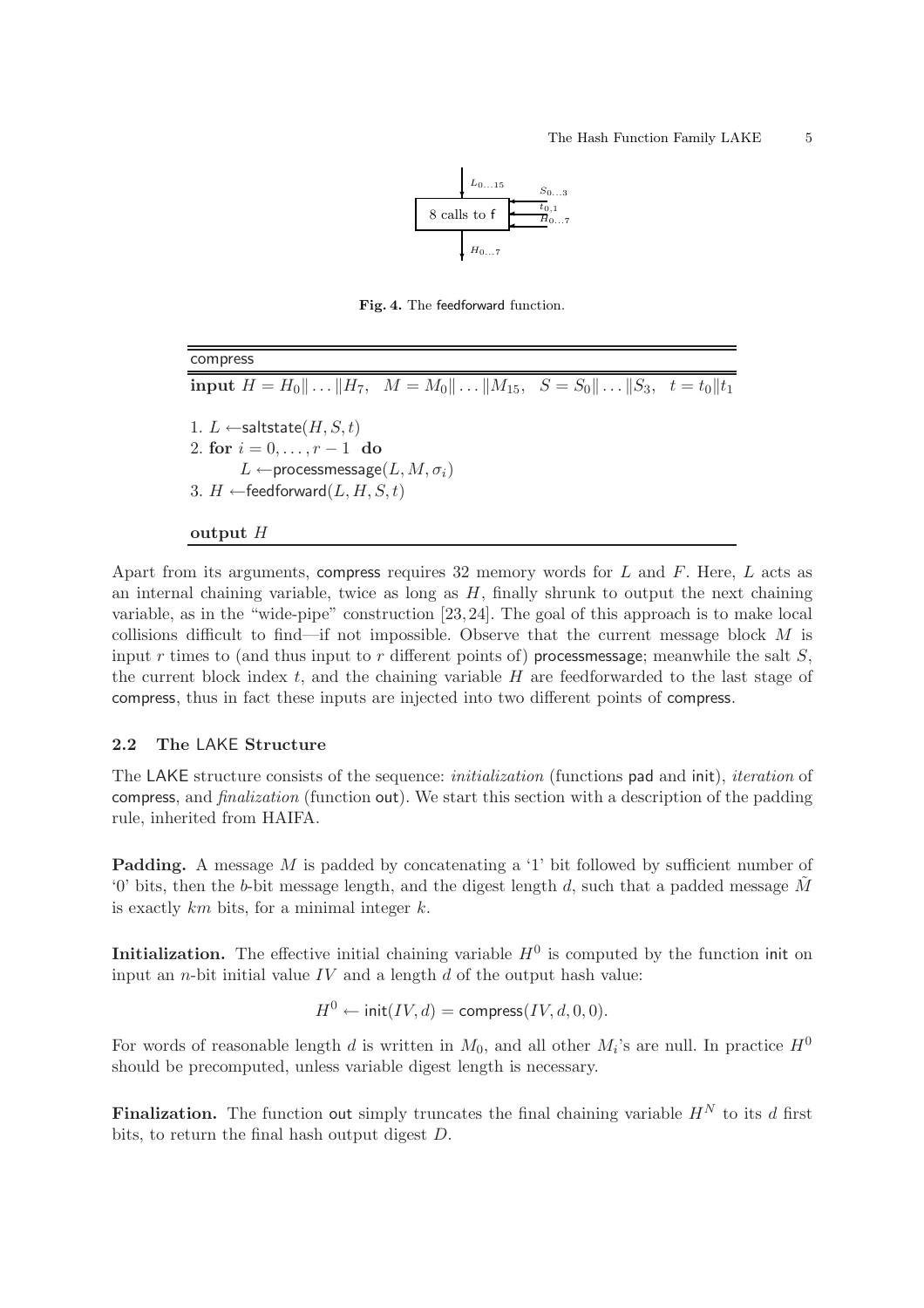Fig. 4. The feedforward function.

---

**compress**

**input** $H = H_0\| \dots \|H_7, \quad M = M_0\| \dots \|M_{15}, \quad S = S_0\| \dots \|S_3, \quad t = t_0\|t_1$

1. $L \leftarrow \mathsf{saltstate}(H, S, t)$
2. **for** $i = 0, \dots, r-1$ **do**
   $L \leftarrow \mathsf{processmessage}(L, M, \sigma_i)$
3. $H \leftarrow \mathsf{feedforward}(L, H, S, t)$

**output** $H$

---

Apart from its arguments, compress requires 32 memory words for $L$ and $F$. Here, $L$ acts as an internal chaining variable, twice as long as $H$, finally shrunk to output the next chaining variable, as in the "wide-pipe" construction [23, 24]. The goal of this approach is to make local collisions difficult to find—if not impossible. Observe that the current message block $M$ is input $r$ times to (and thus input to $r$ different points of) processmessage; meanwhile the salt $S$, the current block index $t$, and the chaining variable $H$ are feedforwarded to the last stage of compress, thus in fact these inputs are injected into two different points of compress.

### 2.2 The LAKE Structure

The LAKE structure consists of the sequence: *initialization* (functions pad and init), *iteration* of compress, and *finalization* (function out). We start this section with a description of the padding rule, inherited from HAIFA.

**Padding.** A message $M$ is padded by concatenating a '1' bit followed by sufficient number of '0' bits, then the $b$-bit message length, and the digest length $d$, such that a padded message $\tilde{M}$ is exactly $km$ bits, for a minimal integer $k$.

**Initialization.** The effective initial chaining variable $H^0$ is computed by the function init on input an $n$-bit initial value $IV$ and a length $d$ of the output hash value:

$$H^0 \leftarrow \mathsf{init}(IV, d) = \mathsf{compress}(IV, d, 0, 0).$$

For words of reasonable length $d$ is written in $M_0$, and all other $M_i$'s are null. In practice $H^0$ should be precomputed, unless variable digest length is necessary.

**Finalization.** The function out simply truncates the final chaining variable $H^N$ to its $d$ first bits, to return the final hash output digest $D$.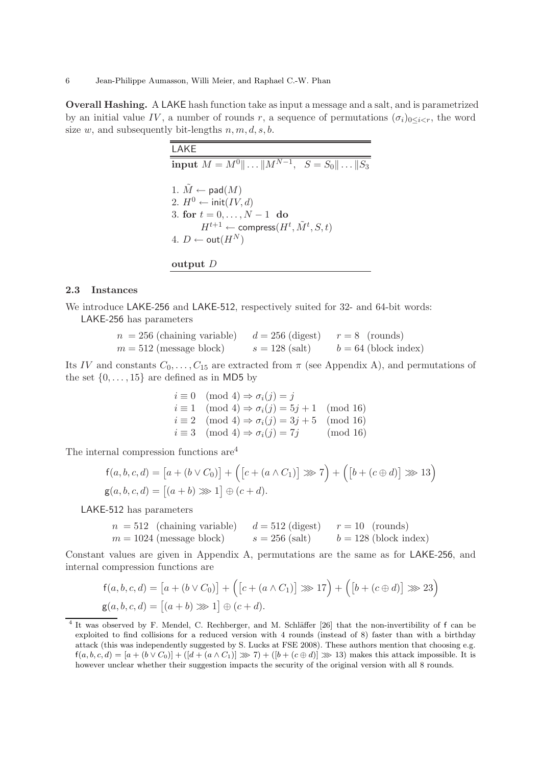**Overall Hashing.** A LAKE hash function take as input a message and a salt, and is parametrized by an initial value $IV$, a number of rounds $r$, a sequence of permutations $(\sigma_i)_{0 \le i < r}$, the word size $w$, and subsequently bit-lengths $n, m, d, s, b$.

---

LAKE

**input** $M = M^0 \| \dots \| M^{N-1}, \quad S = S_0 \| \dots \| S_3$

1. $\tilde{M} \leftarrow \mathsf{pad}(M)$
2. $H^0 \leftarrow \mathsf{init}(IV, d)$
3. **for** $t = 0, \dots, N-1$ **do**
   $H^{t+1} \leftarrow \mathsf{compress}(H^t, \tilde{M}^t, S, t)$
4. $D \leftarrow \mathsf{out}(H^N)$

**output** $D$

---

### 2.3 Instances

We introduce LAKE-256 and LAKE-512, respectively suited for 32- and 64-bit words:

LAKE-256 has parameters

$$
\begin{array}{lll}
n = 256 \text{ (chaining variable)} & d = 256 \text{ (digest)} & r = 8 \text{ (rounds)} \\
m = 512 \text{ (message block)} & s = 128 \text{ (salt)} & b = 64 \text{ (block index)}
\end{array}
$$

Its $IV$ and constants $C_0, \dots, C_{15}$ are extracted from $\pi$ (see Appendix A), and permutations of the set $\{0, \dots, 15\}$ are defined as in MD5 by

$$
\begin{array}{ll}
i \equiv 0 \pmod 4 \Rightarrow \sigma_i(j) = j & \\
i \equiv 1 \pmod 4 \Rightarrow \sigma_i(j) = 5j + 1 & \pmod{16} \\
i \equiv 2 \pmod 4 \Rightarrow \sigma_i(j) = 3j + 5 & \pmod{16} \\
i \equiv 3 \pmod 4 \Rightarrow \sigma_i(j) = 7j & \pmod{16}
\end{array}
$$

The internal compression functions are[4]

$$
\mathsf{f}(a, b, c, d) = \big[a + (b \vee C_0)\big] + \Big(\big[c + (a \wedge C_1)\big] \ggg 7\Big) + \Big(\big[b + (c \oplus d)\big] \ggg 13\Big)
$$

$$
\mathsf{g}(a, b, c, d) = \big[(a + b) \ggg 1\big] \oplus (c + d).
$$

LAKE-512 has parameters

$$
\begin{array}{lll}
n = 512 \text{ (chaining variable)} & d = 512 \text{ (digest)} & r = 10 \text{ (rounds)} \\
m = 1024 \text{ (message block)} & s = 256 \text{ (salt)} & b = 128 \text{ (block index)}
\end{array}
$$

Constant values are given in Appendix A, permutations are the same as for LAKE-256, and internal compression functions are

$$
\mathsf{f}(a, b, c, d) = \big[a + (b \vee C_0)\big] + \Big(\big[c + (a \wedge C_1)\big] \ggg 17\Big) + \Big(\big[b + (c \oplus d)\big] \ggg 23\Big)
$$

$$
\mathsf{g}(a, b, c, d) = \big[(a + b) \ggg 1\big] \oplus (c + d).
$$

---

[4] It was observed by F. Mendel, C. Rechberger, and M. Schläffer [26] that the non-invertibility of f can be exploited to find collisions for a reduced version with 4 rounds (instead of 8) faster than with a birthday attack (this was independently suggested by S. Lucks at FSE 2008). These authors mention that choosing e.g. $\mathsf{f}(a, b, c, d) = [a + (b \vee C_0)] + ([d + (a \wedge C_1)] \ggg 7) + ([b + (c \oplus d)] \ggg 13)$ makes this attack impossible. It is however unclear whether their suggestion impacts the security of the original version with all 8 rounds.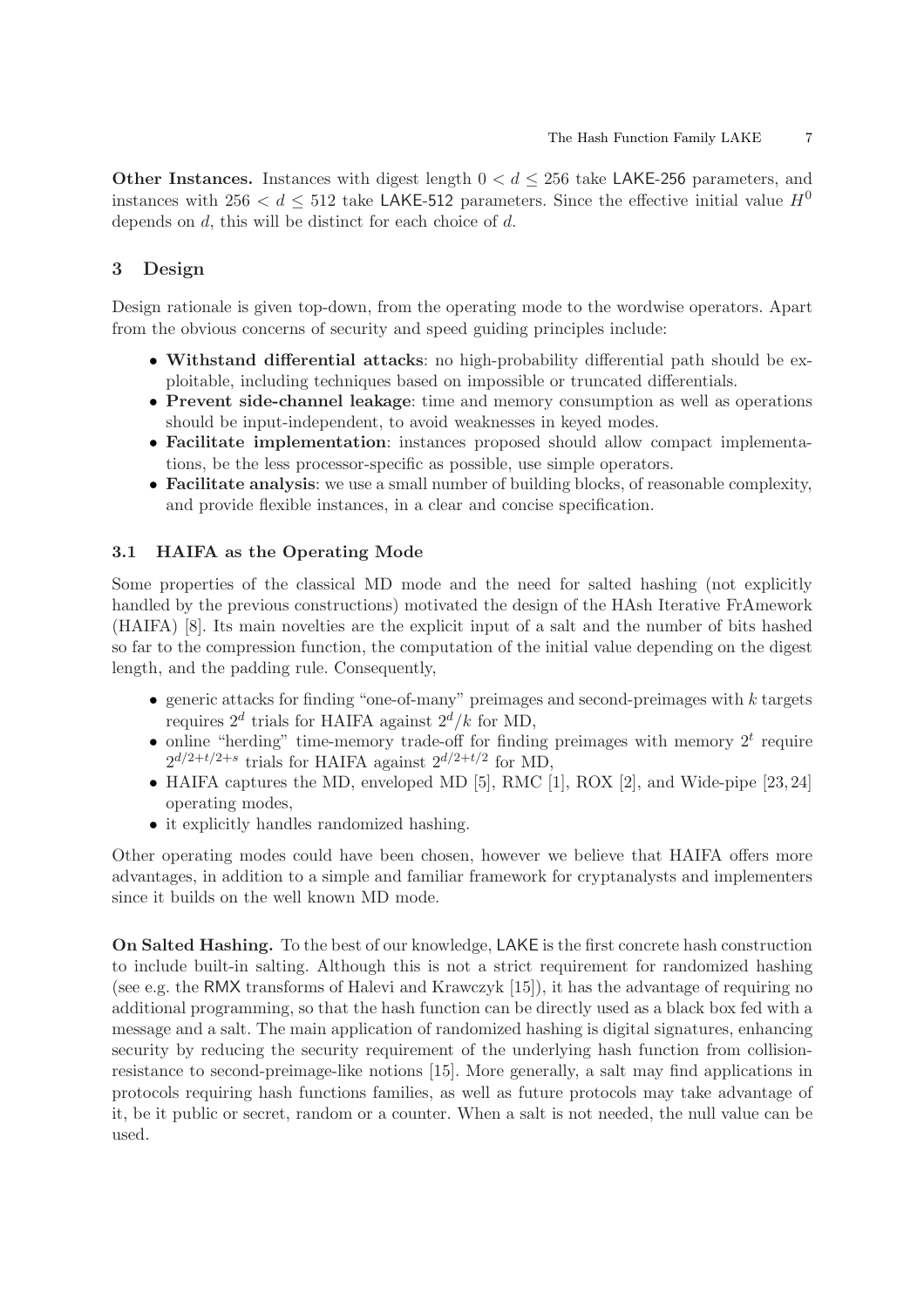**Other Instances.** Instances with digest length $0 < d \leq 256$ take LAKE-256 parameters, and instances with $256 < d \leq 512$ take LAKE-512 parameters. Since the effective initial value $H^0$ depends on $d$, this will be distinct for each choice of $d$.

## 3 Design

Design rationale is given top-down, from the operating mode to the wordwise operators. Apart from the obvious concerns of security and speed guiding principles include:

- **Withstand differential attacks**: no high-probability differential path should be exploitable, including techniques based on impossible or truncated differentials.
- **Prevent side-channel leakage**: time and memory consumption as well as operations should be input-independent, to avoid weaknesses in keyed modes.
- **Facilitate implementation**: instances proposed should allow compact implementations, be the less processor-specific as possible, use simple operators.
- **Facilitate analysis**: we use a small number of building blocks, of reasonable complexity, and provide flexible instances, in a clear and concise specification.

### 3.1 HAIFA as the Operating Mode

Some properties of the classical MD mode and the need for salted hashing (not explicitly handled by the previous constructions) motivated the design of the HAsh Iterative FrAmework (HAIFA) [8]. Its main novelties are the explicit input of a salt and the number of bits hashed so far to the compression function, the computation of the initial value depending on the digest length, and the padding rule. Consequently,

- generic attacks for finding "one-of-many" preimages and second-preimages with $k$ targets requires $2^d$ trials for HAIFA against $2^d/k$ for MD,
- online "herding" time-memory trade-off for finding preimages with memory $2^t$ require $2^{d/2+t/2+s}$ trials for HAIFA against $2^{d/2+t/2}$ for MD,
- HAIFA captures the MD, enveloped MD [5], RMC [1], ROX [2], and Wide-pipe [23, 24] operating modes,
- it explicitly handles randomized hashing.

Other operating modes could have been chosen, however we believe that HAIFA offers more advantages, in addition to a simple and familiar framework for cryptanalysts and implementers since it builds on the well known MD mode.

**On Salted Hashing.** To the best of our knowledge, LAKE is the first concrete hash construction to include built-in salting. Although this is not a strict requirement for randomized hashing (see e.g. the RMX transforms of Halevi and Krawczyk [15]), it has the advantage of requiring no additional programming, so that the hash function can be directly used as a black box fed with a message and a salt. The main application of randomized hashing is digital signatures, enhancing security by reducing the security requirement of the underlying hash function from collision-resistance to second-preimage-like notions [15]. More generally, a salt may find applications in protocols requiring hash functions families, as well as future protocols may take advantage of it, be it public or secret, random or a counter. When a salt is not needed, the null value can be used.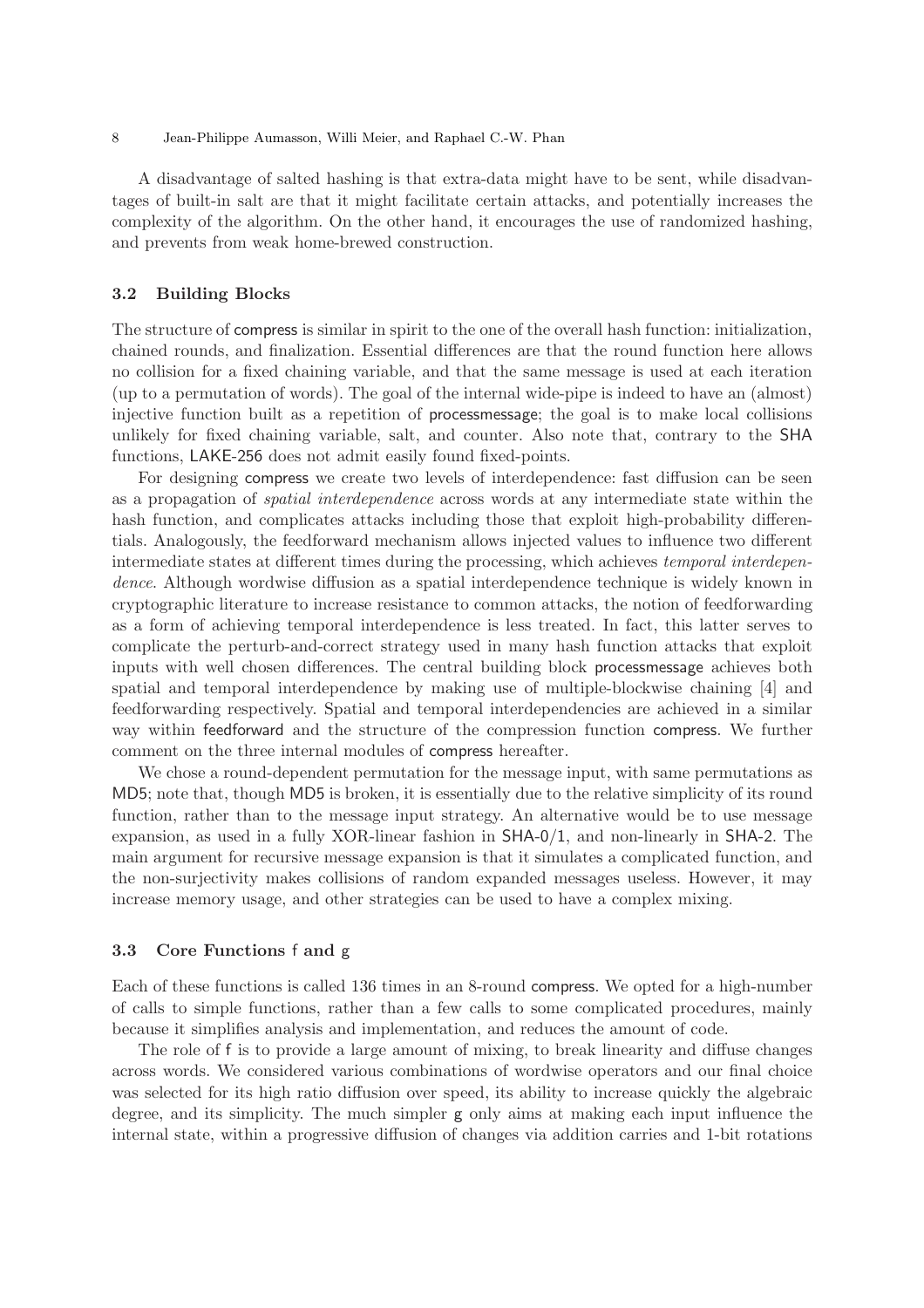A disadvantage of salted hashing is that extra-data might have to be sent, while disadvantages of built-in salt are that it might facilitate certain attacks, and potentially increases the complexity of the algorithm. On the other hand, it encourages the use of randomized hashing, and prevents from weak home-brewed construction.

### 3.2 Building Blocks

The structure of compress is similar in spirit to the one of the overall hash function: initialization, chained rounds, and finalization. Essential differences are that the round function here allows no collision for a fixed chaining variable, and that the same message is used at each iteration (up to a permutation of words). The goal of the internal wide-pipe is indeed to have an (almost) injective function built as a repetition of processmessage; the goal is to make local collisions unlikely for fixed chaining variable, salt, and counter. Also note that, contrary to the SHA functions, LAKE-256 does not admit easily found fixed-points.

For designing compress we create two levels of interdependence: fast diffusion can be seen as a propagation of *spatial interdependence* across words at any intermediate state within the hash function, and complicates attacks including those that exploit high-probability differentials. Analogously, the feedforward mechanism allows injected values to influence two different intermediate states at different times during the processing, which achieves *temporal interdependence*. Although wordwise diffusion as a spatial interdependence technique is widely known in cryptographic literature to increase resistance to common attacks, the notion of feedforwarding as a form of achieving temporal interdependence is less treated. In fact, this latter serves to complicate the perturb-and-correct strategy used in many hash function attacks that exploit inputs with well chosen differences. The central building block processmessage achieves both spatial and temporal interdependence by making use of multiple-blockwise chaining [4] and feedforwarding respectively. Spatial and temporal interdependencies are achieved in a similar way within feedforward and the structure of the compression function compress. We further comment on the three internal modules of compress hereafter.

We chose a round-dependent permutation for the message input, with same permutations as MD5; note that, though MD5 is broken, it is essentially due to the relative simplicity of its round function, rather than to the message input strategy. An alternative would be to use message expansion, as used in a fully XOR-linear fashion in SHA-0/1, and non-linearly in SHA-2. The main argument for recursive message expansion is that it simulates a complicated function, and the non-surjectivity makes collisions of random expanded messages useless. However, it may increase memory usage, and other strategies can be used to have a complex mixing.

### 3.3 Core Functions f and g

Each of these functions is called 136 times in an 8-round compress. We opted for a high-number of calls to simple functions, rather than a few calls to some complicated procedures, mainly because it simplifies analysis and implementation, and reduces the amount of code.

The role of f is to provide a large amount of mixing, to break linearity and diffuse changes across words. We considered various combinations of wordwise operators and our final choice was selected for its high ratio diffusion over speed, its ability to increase quickly the algebraic degree, and its simplicity. The much simpler g only aims at making each input influence the internal state, within a progressive diffusion of changes via addition carries and 1-bit rotations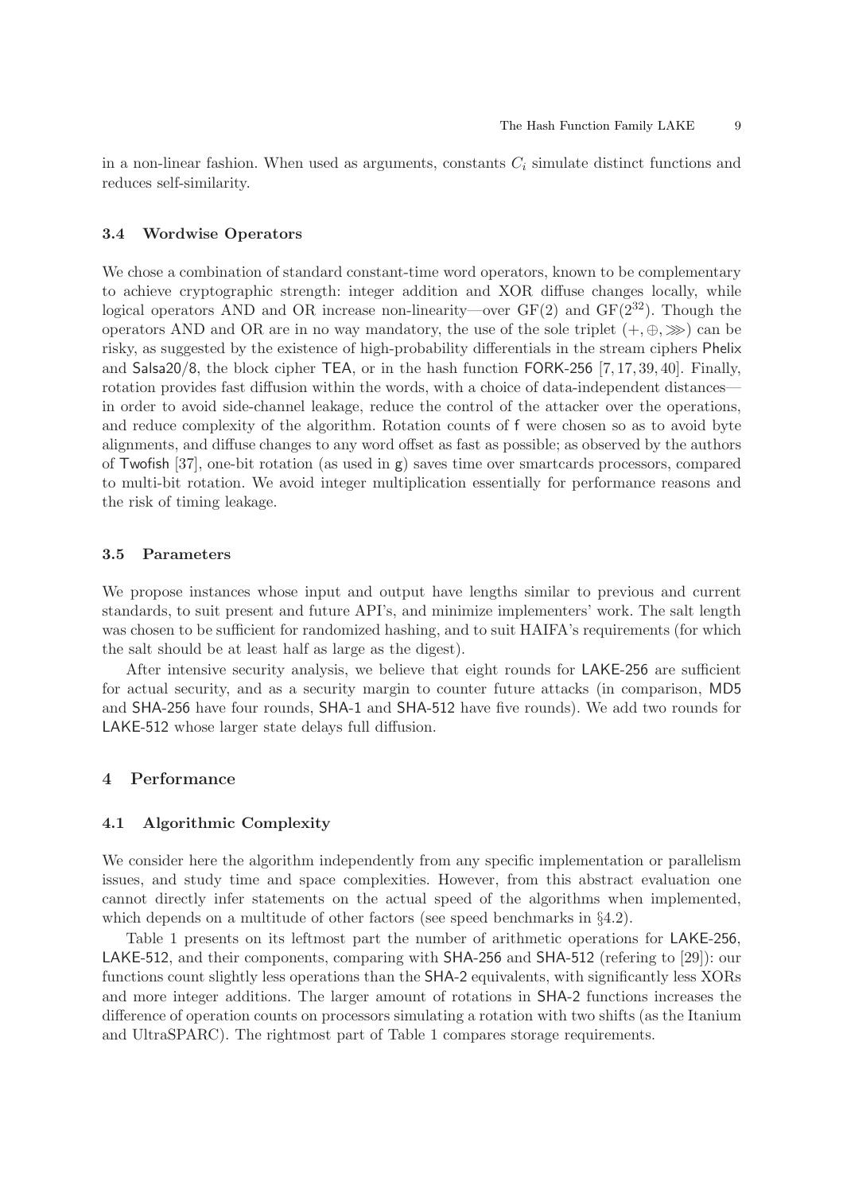in a non-linear fashion. When used as arguments, constants $C_i$ simulate distinct functions and reduces self-similarity.

### 3.4 Wordwise Operators

We chose a combination of standard constant-time word operators, known to be complementary to achieve cryptographic strength: integer addition and XOR diffuse changes locally, while logical operators AND and OR increase non-linearity—over GF(2) and GF($2^{32}$). Though the operators AND and OR are in no way mandatory, the use of the sole triplet $(+, \oplus, \ggg)$ can be risky, as suggested by the existence of high-probability differentials in the stream ciphers Phelix and Salsa20/8, the block cipher TEA, or in the hash function FORK-256 [7, 17, 39, 40]. Finally, rotation provides fast diffusion within the words, with a choice of data-independent distances—in order to avoid side-channel leakage, reduce the control of the attacker over the operations, and reduce complexity of the algorithm. Rotation counts of f were chosen so as to avoid byte alignments, and diffuse changes to any word offset as fast as possible; as observed by the authors of Twofish [37], one-bit rotation (as used in g) saves time over smartcards processors, compared to multi-bit rotation. We avoid integer multiplication essentially for performance reasons and the risk of timing leakage.

### 3.5 Parameters

We propose instances whose input and output have lengths similar to previous and current standards, to suit present and future API's, and minimize implementers' work. The salt length was chosen to be sufficient for randomized hashing, and to suit HAIFA's requirements (for which the salt should be at least half as large as the digest).

After intensive security analysis, we believe that eight rounds for LAKE-256 are sufficient for actual security, and as a security margin to counter future attacks (in comparison, MD5 and SHA-256 have four rounds, SHA-1 and SHA-512 have five rounds). We add two rounds for LAKE-512 whose larger state delays full diffusion.

## 4 Performance

### 4.1 Algorithmic Complexity

We consider here the algorithm independently from any specific implementation or parallelism issues, and study time and space complexities. However, from this abstract evaluation one cannot directly infer statements on the actual speed of the algorithms when implemented, which depends on a multitude of other factors (see speed benchmarks in §4.2).

Table 1 presents on its leftmost part the number of arithmetic operations for LAKE-256, LAKE-512, and their components, comparing with SHA-256 and SHA-512 (refering to [29]): our functions count slightly less operations than the SHA-2 equivalents, with significantly less XORs and more integer additions. The larger amount of rotations in SHA-2 functions increases the difference of operation counts on processors simulating a rotation with two shifts (as the Itanium and UltraSPARC). The rightmost part of Table 1 compares storage requirements.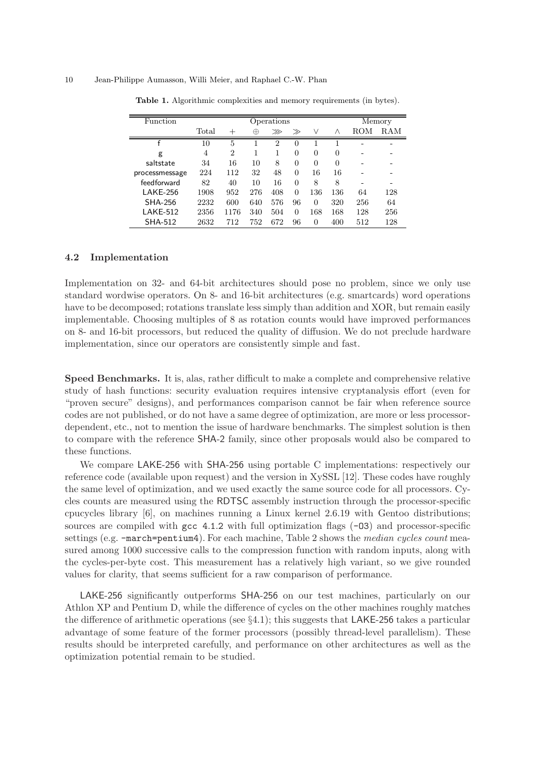**Table 1.** Algorithmic complexities and memory requirements (in bytes).

| Function | Operations | | | | | | | Memory | |
|---|---|---|---|---|---|---|---|---|---|
| | Total | $+$ | $\oplus$ | $\ggg$ | $\gg$ | $\vee$ | $\wedge$ | ROM | RAM |
| f | 10 | 5 | 1 | 2 | 0 | 1 | 1 | - | - |
| g | 4 | 2 | 1 | 1 | 0 | 0 | 0 | - | - |
| saltstate | 34 | 16 | 10 | 8 | 0 | 0 | 0 | - | - |
| processmessage | 224 | 112 | 32 | 48 | 0 | 16 | 16 | - | - |
| feedforward | 82 | 40 | 10 | 16 | 0 | 8 | 8 | - | - |
| LAKE-256 | 1908 | 952 | 276 | 408 | 0 | 136 | 136 | 64 | 128 |
| SHA-256 | 2232 | 600 | 640 | 576 | 96 | 0 | 320 | 256 | 64 |
| LAKE-512 | 2356 | 1176 | 340 | 504 | 0 | 168 | 168 | 128 | 256 |
| SHA-512 | 2632 | 712 | 752 | 672 | 96 | 0 | 400 | 512 | 128 |

### 4.2 Implementation

Implementation on 32- and 64-bit architectures should pose no problem, since we only use standard wordwise operators. On 8- and 16-bit architectures (e.g. smartcards) word operations have to be decomposed; rotations translate less simply than addition and XOR, but remain easily implementable. Choosing multiples of 8 as rotation counts would have improved performances on 8- and 16-bit processors, but reduced the quality of diffusion. We do not preclude hardware implementation, since our operators are consistently simple and fast.

**Speed Benchmarks.** It is, alas, rather difficult to make a complete and comprehensive relative study of hash functions: security evaluation requires intensive cryptanalysis effort (even for "proven secure" designs), and performances comparison cannot be fair when reference source codes are not published, or do not have a same degree of optimization, are more or less processor-dependent, etc., not to mention the issue of hardware benchmarks. The simplest solution is then to compare with the reference SHA-2 family, since other proposals would also be compared to these functions.

We compare LAKE-256 with SHA-256 using portable C implementations: respectively our reference code (available upon request) and the version in XySSL [12]. These codes have roughly the same level of optimization, and we used exactly the same source code for all processors. Cycles counts are measured using the RDTSC assembly instruction through the processor-specific cpucycles library [6], on machines running a Linux kernel 2.6.19 with Gentoo distributions; sources are compiled with `gcc 4.1.2` with full optimization flags (`-O3`) and processor-specific settings (e.g. `-march=pentium4`). For each machine, Table 2 shows the *median cycles count* measured among 1000 successive calls to the compression function with random inputs, along with the cycles-per-byte cost. This measurement has a relatively high variant, so we give rounded values for clarity, that seems sufficient for a raw comparison of performance.

LAKE-256 significantly outperforms SHA-256 on our test machines, particularly on our Athlon XP and Pentium D, while the difference of cycles on the other machines roughly matches the difference of arithmetic operations (see §4.1); this suggests that LAKE-256 takes a particular advantage of some feature of the former processors (possibly thread-level parallelism). These results should be interpreted carefully, and performance on other architectures as well as the optimization potential remain to be studied.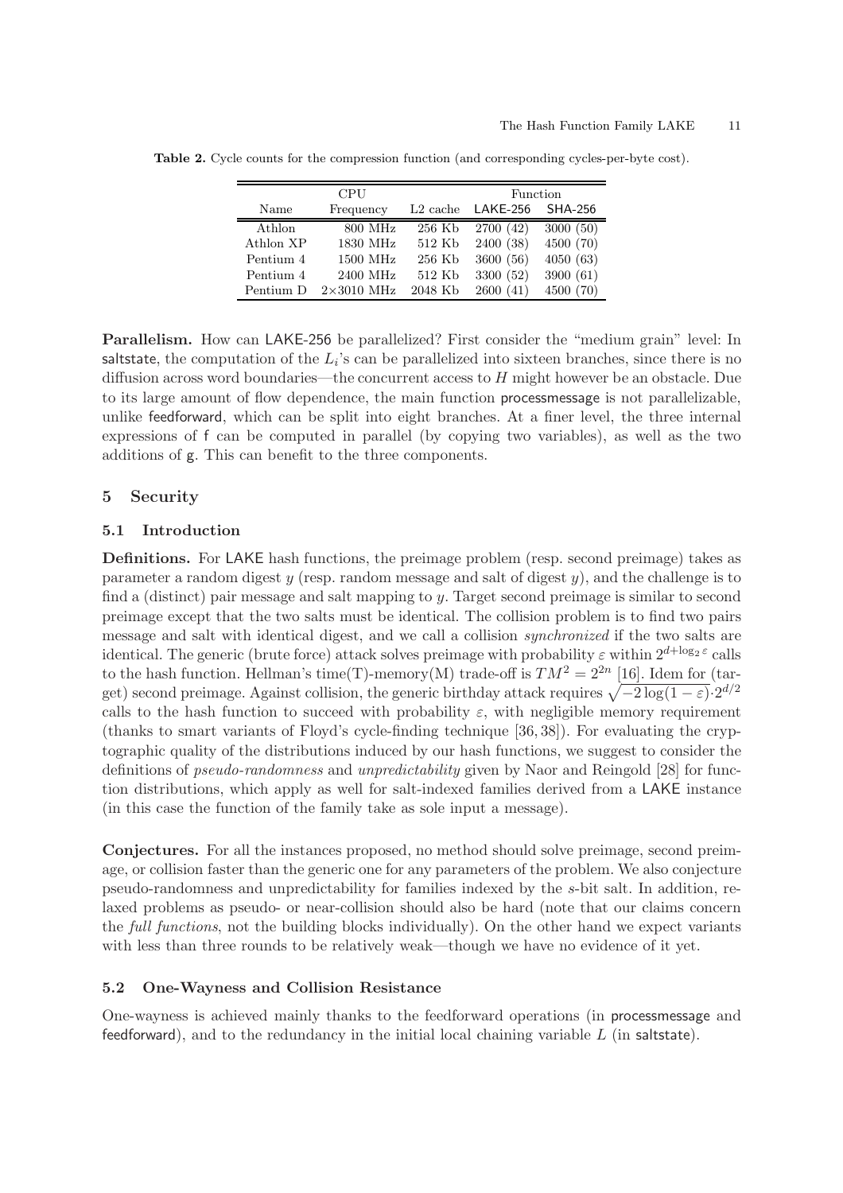**Table 2.** Cycle counts for the compression function (and corresponding cycles-per-byte cost).

| CPU | | | Function | |
|---|---|---|---|---|
| Name | Frequency | L2 cache | LAKE-256 | SHA-256 |
| Athlon | 800 MHz | 256 Kb | 2700 (42) | 3000 (50) |
| Athlon XP | 1830 MHz | 512 Kb | 2400 (38) | 4500 (70) |
| Pentium 4 | 1500 MHz | 256 Kb | 3600 (56) | 4050 (63) |
| Pentium 4 | 2400 MHz | 512 Kb | 3300 (52) | 3900 (61) |
| Pentium D | 2×3010 MHz | 2048 Kb | 2600 (41) | 4500 (70) |

**Parallelism.** How can LAKE-256 be parallelized? First consider the "medium grain" level: In saltstate, the computation of the $L_i$'s can be parallelized into sixteen branches, since there is no diffusion across word boundaries—the concurrent access to $H$ might however be an obstacle. Due to its large amount of flow dependence, the main function processmessage is not parallelizable, unlike feedforward, which can be split into eight branches. At a finer level, the three internal expressions of f can be computed in parallel (by copying two variables), as well as the two additions of g. This can benefit to the three components.

## 5 Security

### 5.1 Introduction

**Definitions.** For LAKE hash functions, the preimage problem (resp. second preimage) takes as parameter a random digest $y$ (resp. random message and salt of digest $y$), and the challenge is to find a (distinct) pair message and salt mapping to $y$. Target second preimage is similar to second preimage except that the two salts must be identical. The collision problem is to find two pairs message and salt with identical digest, and we call a collision *synchronized* if the two salts are identical. The generic (brute force) attack solves preimage with probability $\varepsilon$ within $2^{d+\log_2 \varepsilon}$ calls to the hash function. Hellman's time(T)-memory(M) trade-off is $TM^2 = 2^{2n}$ [16]. Idem for (target) second preimage. Against collision, the generic birthday attack requires $\sqrt{-2\log(1-\varepsilon)} \cdot 2^{d/2}$ calls to the hash function to succeed with probability $\varepsilon$, with negligible memory requirement (thanks to smart variants of Floyd's cycle-finding technique [36, 38]). For evaluating the cryptographic quality of the distributions induced by our hash functions, we suggest to consider the definitions of *pseudo-randomness* and *unpredictability* given by Naor and Reingold [28] for function distributions, which apply as well for salt-indexed families derived from a LAKE instance (in this case the function of the family take as sole input a message).

**Conjectures.** For all the instances proposed, no method should solve preimage, second preimage, or collision faster than the generic one for any parameters of the problem. We also conjecture pseudo-randomness and unpredictability for families indexed by the $s$-bit salt. In addition, relaxed problems as pseudo- or near-collision should also be hard (note that our claims concern the *full functions*, not the building blocks individually). On the other hand we expect variants with less than three rounds to be relatively weak—though we have no evidence of it yet.

### 5.2 One-Wayness and Collision Resistance

One-wayness is achieved mainly thanks to the feedforward operations (in processmessage and feedforward), and to the redundancy in the initial local chaining variable $L$ (in saltstate).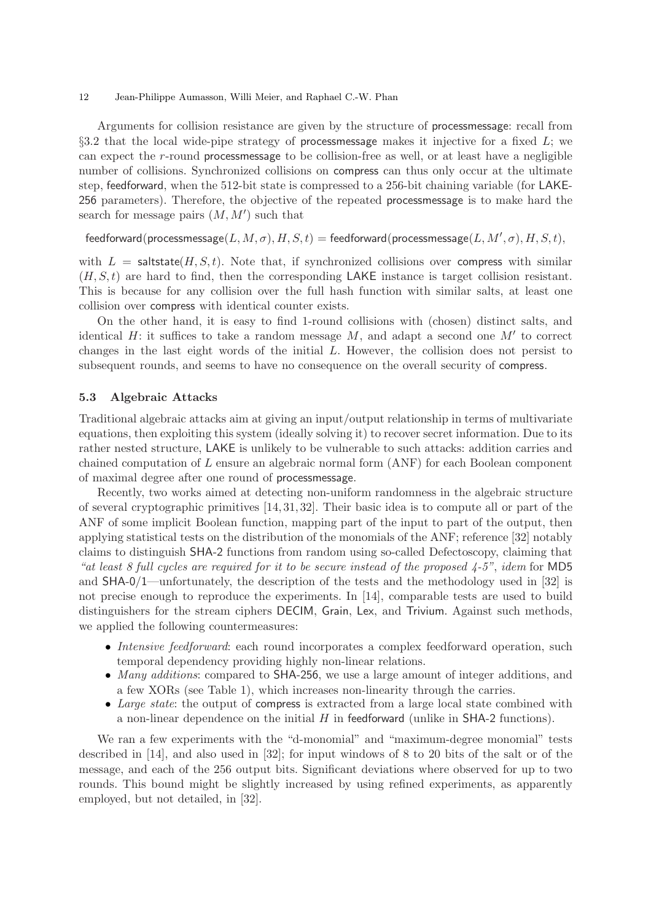Arguments for collision resistance are given by the structure of processmessage: recall from §3.2 that the local wide-pipe strategy of processmessage makes it injective for a fixed $L$; we can expect the $r$-round processmessage to be collision-free as well, or at least have a negligible number of collisions. Synchronized collisions on compress can thus only occur at the ultimate step, feedforward, when the 512-bit state is compressed to a 256-bit chaining variable (for LAKE-256 parameters). Therefore, the objective of the repeated processmessage is to make hard the search for message pairs $(M, M')$ such that

$$\mathsf{feedforward}(\mathsf{processmessage}(L, M, \sigma), H, S, t) = \mathsf{feedforward}(\mathsf{processmessage}(L, M', \sigma), H, S, t),$$

with $L = \mathsf{saltstate}(H, S, t)$. Note that, if synchronized collisions over compress with similar $(H, S, t)$ are hard to find, then the corresponding LAKE instance is target collision resistant. This is because for any collision over the full hash function with similar salts, at least one collision over compress with identical counter exists.

On the other hand, it is easy to find 1-round collisions with (chosen) distinct salts, and identical $H$: it suffices to take a random message $M$, and adapt a second one $M'$ to correct changes in the last eight words of the initial $L$. However, the collision does not persist to subsequent rounds, and seems to have no consequence on the overall security of compress.

### 5.3 Algebraic Attacks

Traditional algebraic attacks aim at giving an input/output relationship in terms of multivariate equations, then exploiting this system (ideally solving it) to recover secret information. Due to its rather nested structure, LAKE is unlikely to be vulnerable to such attacks: addition carries and chained computation of $L$ ensure an algebraic normal form (ANF) for each Boolean component of maximal degree after one round of processmessage.

Recently, two works aimed at detecting non-uniform randomness in the algebraic structure of several cryptographic primitives [14, 31, 32]. Their basic idea is to compute all or part of the ANF of some implicit Boolean function, mapping part of the input to part of the output, then applying statistical tests on the distribution of the monomials of the ANF; reference [32] notably claims to distinguish SHA-2 functions from random using so-called Defectoscopy, claiming that *"at least 8 full cycles are required for it to be secure instead of the proposed 4-5"*, *idem* for MD5 and SHA-0/1—unfortunately, the description of the tests and the methodology used in [32] is not precise enough to reproduce the experiments. In [14], comparable tests are used to build distinguishers for the stream ciphers DECIM, Grain, Lex, and Trivium. Against such methods, we applied the following countermeasures:

- *Intensive feedforward*: each round incorporates a complex feedforward operation, such temporal dependency providing highly non-linear relations.
- *Many additions*: compared to SHA-256, we use a large amount of integer additions, and a few XORs (see Table 1), which increases non-linearity through the carries.
- *Large state*: the output of compress is extracted from a large local state combined with a non-linear dependence on the initial $H$ in feedforward (unlike in SHA-2 functions).

We ran a few experiments with the "d-monomial" and "maximum-degree monomial" tests described in [14], and also used in [32]; for input windows of 8 to 20 bits of the salt or of the message, and each of the 256 output bits. Significant deviations where observed for up to two rounds. This bound might be slightly increased by using refined experiments, as apparently employed, but not detailed, in [32].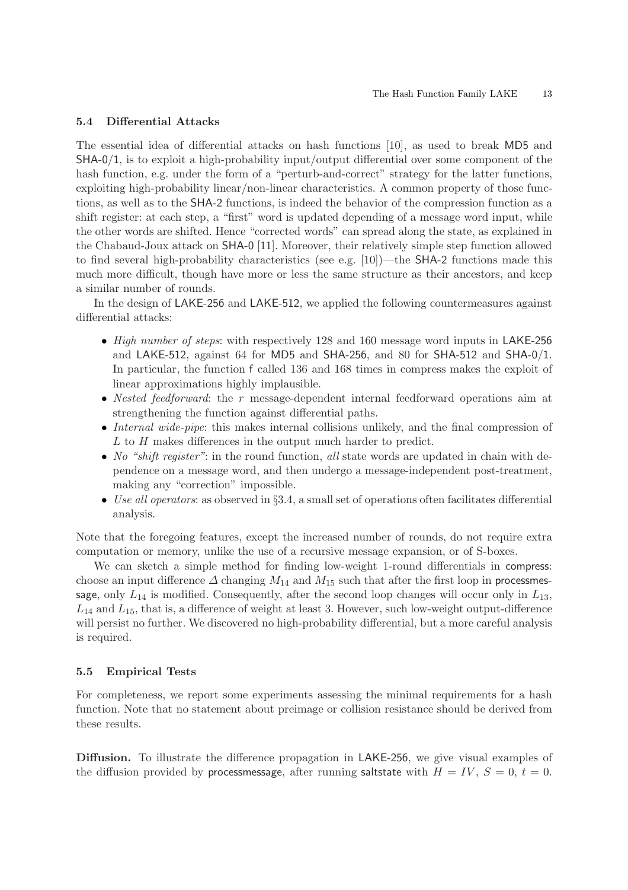### 5.4 Differential Attacks

The essential idea of differential attacks on hash functions [10], as used to break MD5 and SHA-0/1, is to exploit a high-probability input/output differential over some component of the hash function, e.g. under the form of a "perturb-and-correct" strategy for the latter functions, exploiting high-probability linear/non-linear characteristics. A common property of those functions, as well as to the SHA-2 functions, is indeed the behavior of the compression function as a shift register: at each step, a "first" word is updated depending of a message word input, while the other words are shifted. Hence "corrected words" can spread along the state, as explained in the Chabaud-Joux attack on SHA-0 [11]. Moreover, their relatively simple step function allowed to find several high-probability characteristics (see e.g. [10])—the SHA-2 functions made this much more difficult, though have more or less the same structure as their ancestors, and keep a similar number of rounds.

In the design of LAKE-256 and LAKE-512, we applied the following countermeasures against differential attacks:

- *High number of steps*: with respectively 128 and 160 message word inputs in LAKE-256 and LAKE-512, against 64 for MD5 and SHA-256, and 80 for SHA-512 and SHA-0/1. In particular, the function f called 136 and 168 times in compress makes the exploit of linear approximations highly implausible.
- *Nested feedforward*: the $r$ message-dependent internal feedforward operations aim at strengthening the function against differential paths.
- *Internal wide-pipe*: this makes internal collisions unlikely, and the final compression of $L$ to $H$ makes differences in the output much harder to predict.
- *No "shift register"*: in the round function, *all* state words are updated in chain with dependence on a message word, and then undergo a message-independent post-treatment, making any "correction" impossible.
- *Use all operators*: as observed in §3.4, a small set of operations often facilitates differential analysis.

Note that the foregoing features, except the increased number of rounds, do not require extra computation or memory, unlike the use of a recursive message expansion, or of S-boxes.

We can sketch a simple method for finding low-weight 1-round differentials in compress: choose an input difference $\Delta$ changing $M_{14}$ and $M_{15}$ such that after the first loop in processmessage, only $L_{14}$ is modified. Consequently, after the second loop changes will occur only in $L_{13}$, $L_{14}$ and $L_{15}$, that is, a difference of weight at least 3. However, such low-weight output-difference will persist no further. We discovered no high-probability differential, but a more careful analysis is required.

### 5.5 Empirical Tests

For completeness, we report some experiments assessing the minimal requirements for a hash function. Note that no statement about preimage or collision resistance should be derived from these results.

**Diffusion.** To illustrate the difference propagation in LAKE-256, we give visual examples of the diffusion provided by processmessage, after running saltstate with $H = IV$, $S = 0$, $t = 0$.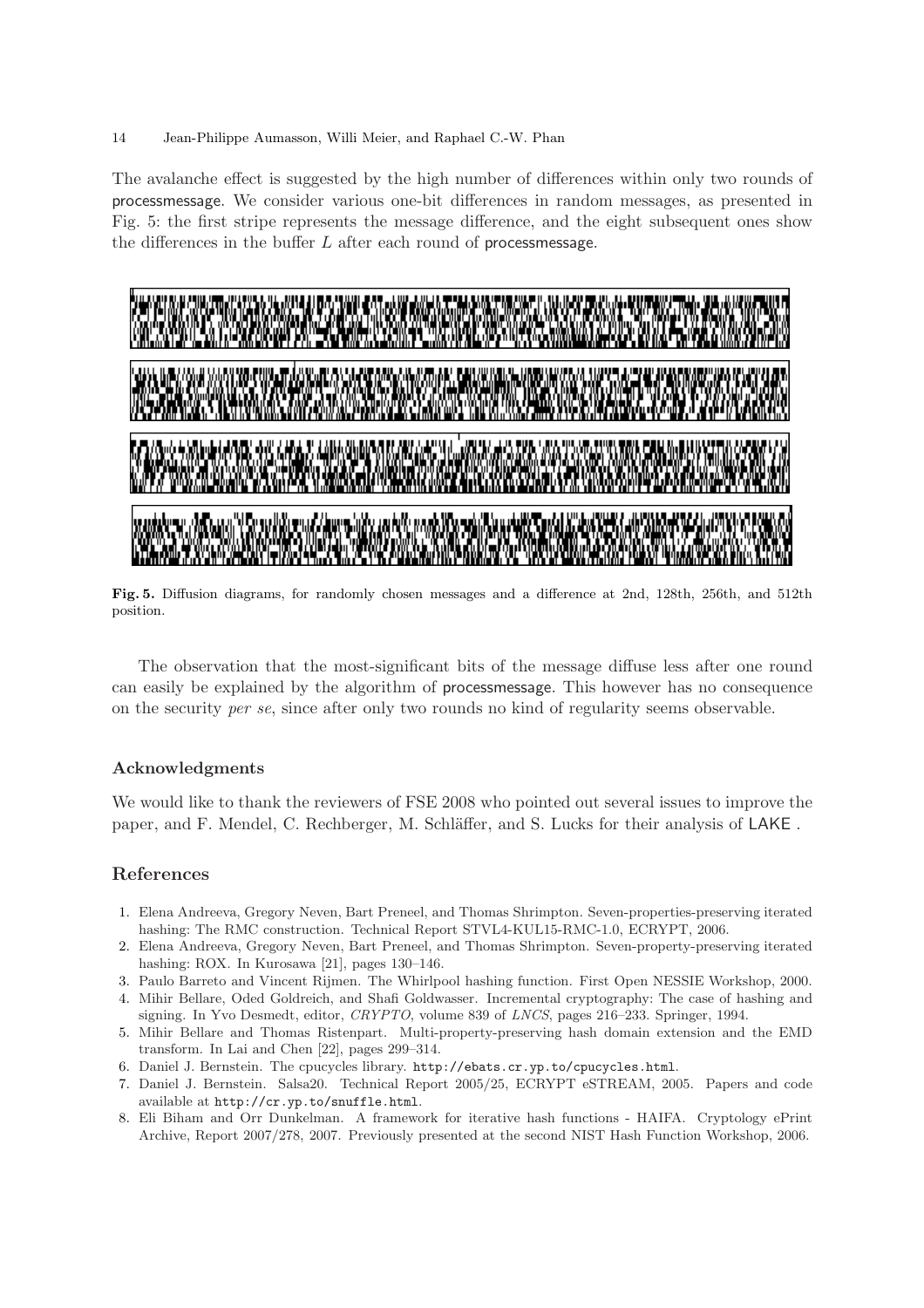The avalanche effect is suggested by the high number of differences within only two rounds of processmessage. We consider various one-bit differences in random messages, as presented in Fig. 5: the first stripe represents the message difference, and the eight subsequent ones show the differences in the buffer $L$ after each round of processmessage.

**Fig. 5.** Diffusion diagrams, for randomly chosen messages and a difference at 2nd, 128th, 256th, and 512th position.

The observation that the most-significant bits of the message diffuse less after one round can easily be explained by the algorithm of processmessage. This however has no consequence on the security *per se*, since after only two rounds no kind of regularity seems observable.

### Acknowledgments

We would like to thank the reviewers of FSE 2008 who pointed out several issues to improve the paper, and F. Mendel, C. Rechberger, M. Schläffer, and S. Lucks for their analysis of LAKE .

## References

1. Elena Andreeva, Gregory Neven, Bart Preneel, and Thomas Shrimpton. Seven-properties-preserving iterated hashing: The RMC construction. Technical Report STVL4-KUL15-RMC-1.0, ECRYPT, 2006.
2. Elena Andreeva, Gregory Neven, Bart Preneel, and Thomas Shrimpton. Seven-property-preserving iterated hashing: ROX. In Kurosawa [21], pages 130–146.
3. Paulo Barreto and Vincent Rijmen. The Whirlpool hashing function. First Open NESSIE Workshop, 2000.
4. Mihir Bellare, Oded Goldreich, and Shafi Goldwasser. Incremental cryptography: The case of hashing and signing. In Yvo Desmedt, editor, *CRYPTO*, volume 839 of *LNCS*, pages 216–233. Springer, 1994.
5. Mihir Bellare and Thomas Ristenpart. Multi-property-preserving hash domain extension and the EMD transform. In Lai and Chen [22], pages 299–314.
6. Daniel J. Bernstein. The cpucycles library. `http://ebats.cr.yp.to/cpucycles.html`.
7. Daniel J. Bernstein. Salsa20. Technical Report 2005/25, ECRYPT eSTREAM, 2005. Papers and code available at `http://cr.yp.to/snuffle.html`.
8. Eli Biham and Orr Dunkelman. A framework for iterative hash functions - HAIFA. Cryptology ePrint Archive, Report 2007/278, 2007. Previously presented at the second NIST Hash Function Workshop, 2006.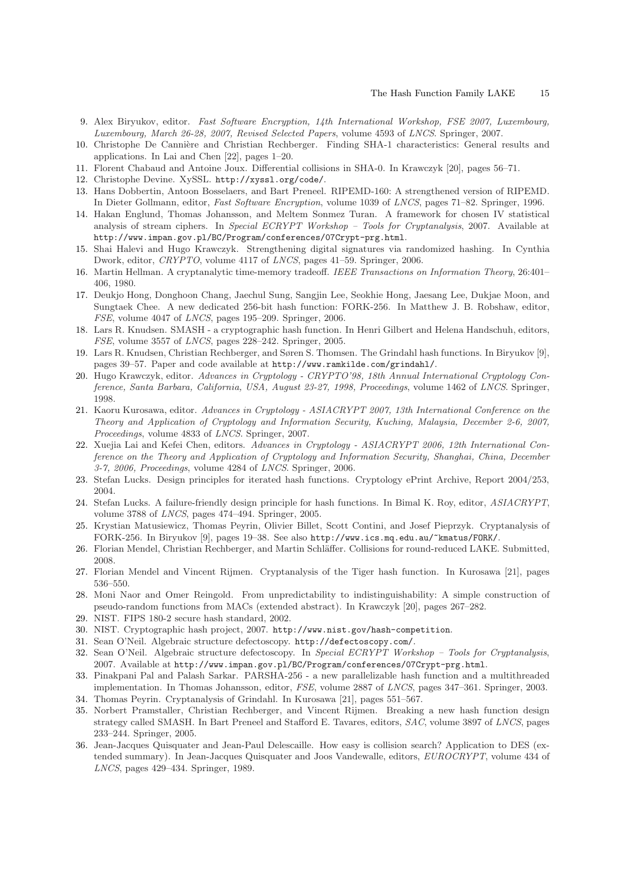9. Alex Biryukov, editor. *Fast Software Encryption, 14th International Workshop, FSE 2007, Luxembourg, Luxembourg, March 26-28, 2007, Revised Selected Papers*, volume 4593 of *LNCS*. Springer, 2007.
10. Christophe De Cannière and Christian Rechberger. Finding SHA-1 characteristics: General results and applications. In Lai and Chen [22], pages 1–20.
11. Florent Chabaud and Antoine Joux. Differential collisions in SHA-0. In Krawczyk [20], pages 56–71.
12. Christophe Devine. XySSL. `http://xyssl.org/code/`.
13. Hans Dobbertin, Antoon Bosselaers, and Bart Preneel. RIPEMD-160: A strengthened version of RIPEMD. In Dieter Gollmann, editor, *Fast Software Encryption*, volume 1039 of *LNCS*, pages 71–82. Springer, 1996.
14. Hakan Englund, Thomas Johansson, and Meltem Sonmez Turan. A framework for chosen IV statistical analysis of stream ciphers. In *Special ECRYPT Workshop – Tools for Cryptanalysis*, 2007. Available at `http://www.impan.gov.pl/BC/Program/conferences/07Crypt-prg.html`.
15. Shai Halevi and Hugo Krawczyk. Strengthening digital signatures via randomized hashing. In Cynthia Dwork, editor, *CRYPTO*, volume 4117 of *LNCS*, pages 41–59. Springer, 2006.
16. Martin Hellman. A cryptanalytic time-memory tradeoff. *IEEE Transactions on Information Theory*, 26:401–406, 1980.
17. Deukjo Hong, Donghoon Chang, Jaechul Sung, Sangjin Lee, Seokhie Hong, Jaesang Lee, Dukjae Moon, and Sungtaek Chee. A new dedicated 256-bit hash function: FORK-256. In Matthew J. B. Robshaw, editor, *FSE*, volume 4047 of *LNCS*, pages 195–209. Springer, 2006.
18. Lars R. Knudsen. SMASH - a cryptographic hash function. In Henri Gilbert and Helena Handschuh, editors, *FSE*, volume 3557 of *LNCS*, pages 228–242. Springer, 2005.
19. Lars R. Knudsen, Christian Rechberger, and Søren S. Thomsen. The Grindahl hash functions. In Biryukov [9], pages 39–57. Paper and code available at `http://www.ramkilde.com/grindahl/`.
20. Hugo Krawczyk, editor. *Advances in Cryptology - CRYPTO'98, 18th Annual International Cryptology Conference, Santa Barbara, California, USA, August 23-27, 1998, Proceedings*, volume 1462 of *LNCS*. Springer, 1998.
21. Kaoru Kurosawa, editor. *Advances in Cryptology - ASIACRYPT 2007, 13th International Conference on the Theory and Application of Cryptology and Information Security, Kuching, Malaysia, December 2-6, 2007, Proceedings*, volume 4833 of *LNCS*. Springer, 2007.
22. Xuejia Lai and Kefei Chen, editors. *Advances in Cryptology - ASIACRYPT 2006, 12th International Conference on the Theory and Application of Cryptology and Information Security, Shanghai, China, December 3-7, 2006, Proceedings*, volume 4284 of *LNCS*. Springer, 2006.
23. Stefan Lucks. Design principles for iterated hash functions. Cryptology ePrint Archive, Report 2004/253, 2004.
24. Stefan Lucks. A failure-friendly design principle for hash functions. In Bimal K. Roy, editor, *ASIACRYPT*, volume 3788 of *LNCS*, pages 474–494. Springer, 2005.
25. Krystian Matusiewicz, Thomas Peyrin, Olivier Billet, Scott Contini, and Josef Pieprzyk. Cryptanalysis of FORK-256. In Biryukov [9], pages 19–38. See also `http://www.ics.mq.edu.au/~kmatus/FORK/`.
26. Florian Mendel, Christian Rechberger, and Martin Schläffer. Collisions for round-reduced LAKE. Submitted, 2008.
27. Florian Mendel and Vincent Rijmen. Cryptanalysis of the Tiger hash function. In Kurosawa [21], pages 536–550.
28. Moni Naor and Omer Reingold. From unpredictability to indistinguishability: A simple construction of pseudo-random functions from MACs (extended abstract). In Krawczyk [20], pages 267–282.
29. NIST. FIPS 180-2 secure hash standard, 2002.
30. NIST. Cryptographic hash project, 2007. `http://www.nist.gov/hash-competition`.
31. Sean O'Neil. Algebraic structure defectoscopy. `http://defectoscopy.com/`.
32. Sean O'Neil. Algebraic structure defectoscopy. In *Special ECRYPT Workshop – Tools for Cryptanalysis*, 2007. Available at `http://www.impan.gov.pl/BC/Program/conferences/07Crypt-prg.html`.
33. Pinakpani Pal and Palash Sarkar. PARSHA-256 - a new parallelizable hash function and a multithreaded implementation. In Thomas Johansson, editor, *FSE*, volume 2887 of *LNCS*, pages 347–361. Springer, 2003.
34. Thomas Peyrin. Cryptanalysis of Grindahl. In Kurosawa [21], pages 551–567.
35. Norbert Pramstaller, Christian Rechberger, and Vincent Rijmen. Breaking a new hash function design strategy called SMASH. In Bart Preneel and Stafford E. Tavares, editors, *SAC*, volume 3897 of *LNCS*, pages 233–244. Springer, 2005.
36. Jean-Jacques Quisquater and Jean-Paul Delescaille. How easy is collision search? Application to DES (extended summary). In Jean-Jacques Quisquater and Joos Vandewalle, editors, *EUROCRYPT*, volume 434 of *LNCS*, pages 429–434. Springer, 1989.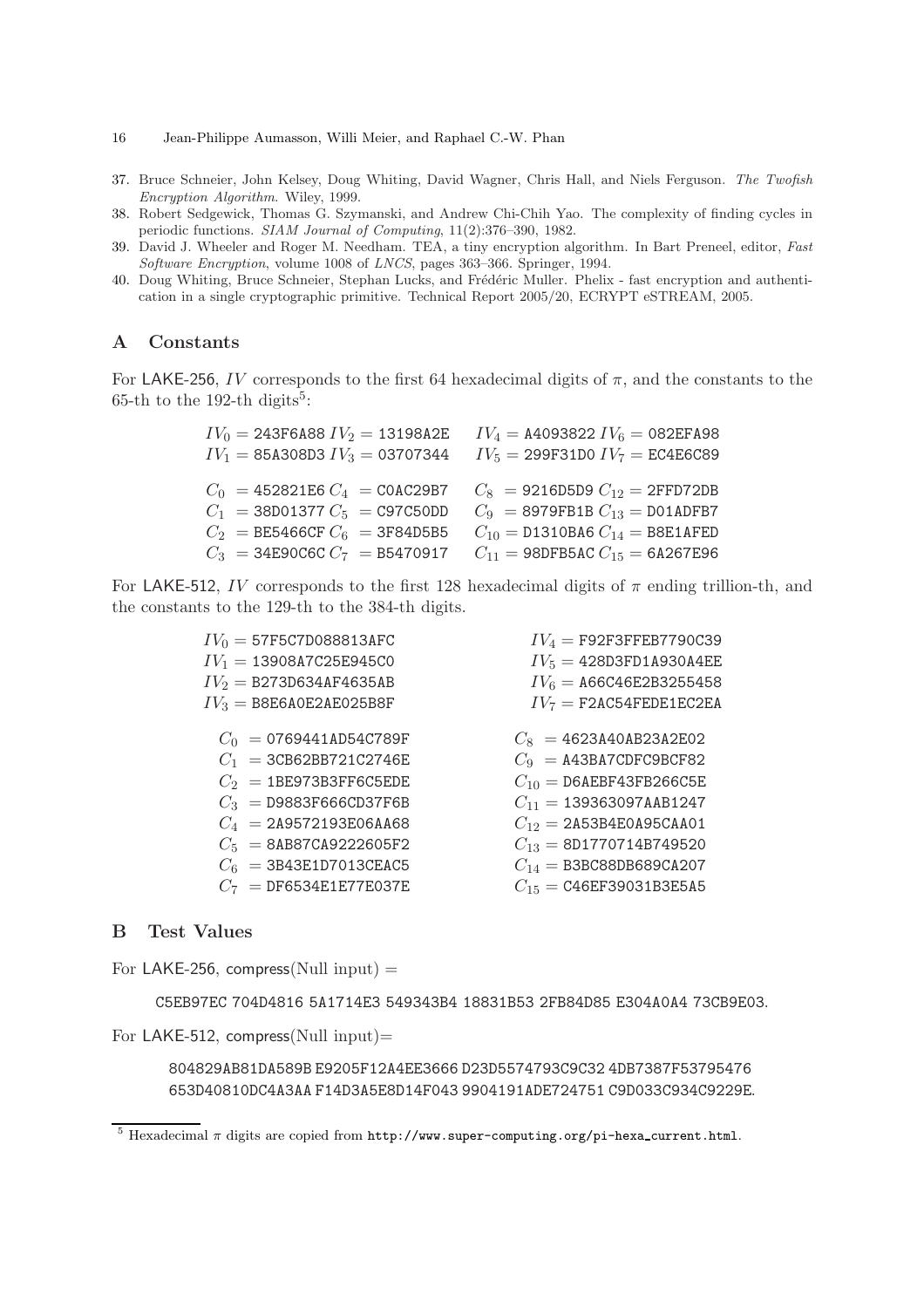37. Bruce Schneier, John Kelsey, Doug Whiting, David Wagner, Chris Hall, and Niels Ferguson. *The Twofish Encryption Algorithm*. Wiley, 1999.
38. Robert Sedgewick, Thomas G. Szymanski, and Andrew Chi-Chih Yao. The complexity of finding cycles in periodic functions. *SIAM Journal of Computing*, 11(2):376–390, 1982.
39. David J. Wheeler and Roger M. Needham. TEA, a tiny encryption algorithm. In Bart Preneel, editor, *Fast Software Encryption*, volume 1008 of *LNCS*, pages 363–366. Springer, 1994.
40. Doug Whiting, Bruce Schneier, Stephan Lucks, and Frédéric Muller. Phelix - fast encryption and authentication in a single cryptographic primitive. Technical Report 2005/20, ECRYPT eSTREAM, 2005.

## A Constants

For LAKE-256, $IV$ corresponds to the first 64 hexadecimal digits of $\pi$, and the constants to the 65-th to the 192-th digits[5]:

$IV_0 =$ 243F6A88 $IV_2 =$ 13198A2E $IV_4 =$ A4093822 $IV_6 =$ 082EFA98
$IV_1 =$ 85A308D3 $IV_3 =$ 03707344 $IV_5 =$ 299F31D0 $IV_7 =$ EC4E6C89

$C_0 =$ 452821E6 $C_4 =$ C0AC29B7 $C_8 =$ 9216D5D9 $C_{12} =$ 2FFD72DB
$C_1 =$ 38D01377 $C_5 =$ C97C50DD $C_9 =$ 8979FB1B $C_{13} =$ D01ADFB7
$C_2 =$ BE5466CF $C_6 =$ 3F84D5B5 $C_{10} =$ D1310BA6 $C_{14} =$ B8E1AFED
$C_3 =$ 34E90C6C $C_7 =$ B5470917 $C_{11} =$ 98DFB5AC $C_{15} =$ 6A267E96

For LAKE-512, $IV$ corresponds to the first 128 hexadecimal digits of $\pi$ ending trillion-th, and the constants to the 129-th to the 384-th digits.

$IV_0 =$ 57F5C7D088813AFC $IV_4 =$ F92F3FFEB7790C39
$IV_1 =$ 13908A7C25E945C0 $IV_5 =$ 428D3FD1A930A4EE
$IV_2 =$ B273D634AF4635AB $IV_6 =$ A66C46E2B3255458
$IV_3 =$ B8E6A0E2AE025B8F $IV_7 =$ F2AC54FEDE1EC2EA

$C_0 =$ 0769441AD54C789F $C_8 =$ 4623A40AB23A2E02
$C_1 =$ 3CB62BB721C2746E $C_9 =$ A43BA7CDFC9BCF82
$C_2 =$ 1BE973B3FF6C5EDE $C_{10} =$ D6AEBF43FB266C5E
$C_3 =$ D9883F666CD37F6B $C_{11} =$ 139363097AAB1247
$C_4 =$ 2A9572193E06AA68 $C_{12} =$ 2A53B4E0A95CAA01
$C_5 =$ 8AB87CA9222605F2 $C_{13} =$ 8D1770714B749520
$C_6 =$ 3B43E1D7013CEAC5 $C_{14} =$ B3BC88DB689CA207
$C_7 =$ DF6534E1E77E037E $C_{15} =$ C46EF39031B3E5A5

## B Test Values

For LAKE-256, compress(Null input) =

C5EB97EC 704D4816 5A1714E3 549343B4 18831B53 2FB84D85 E304A0A4 73CB9E03.

For LAKE-512, compress(Null input)=

804829AB81DA589B E9205F12A4EE3666 D23D5574793C9C32 4DB7387F53795476
653D40810DC4A3AA F14D3A5E8D14F043 9904191ADE724751 C9D033C934C9229E.

[5] Hexadecimal $\pi$ digits are copied from http://www.super-computing.org/pi-hexa_current.html.